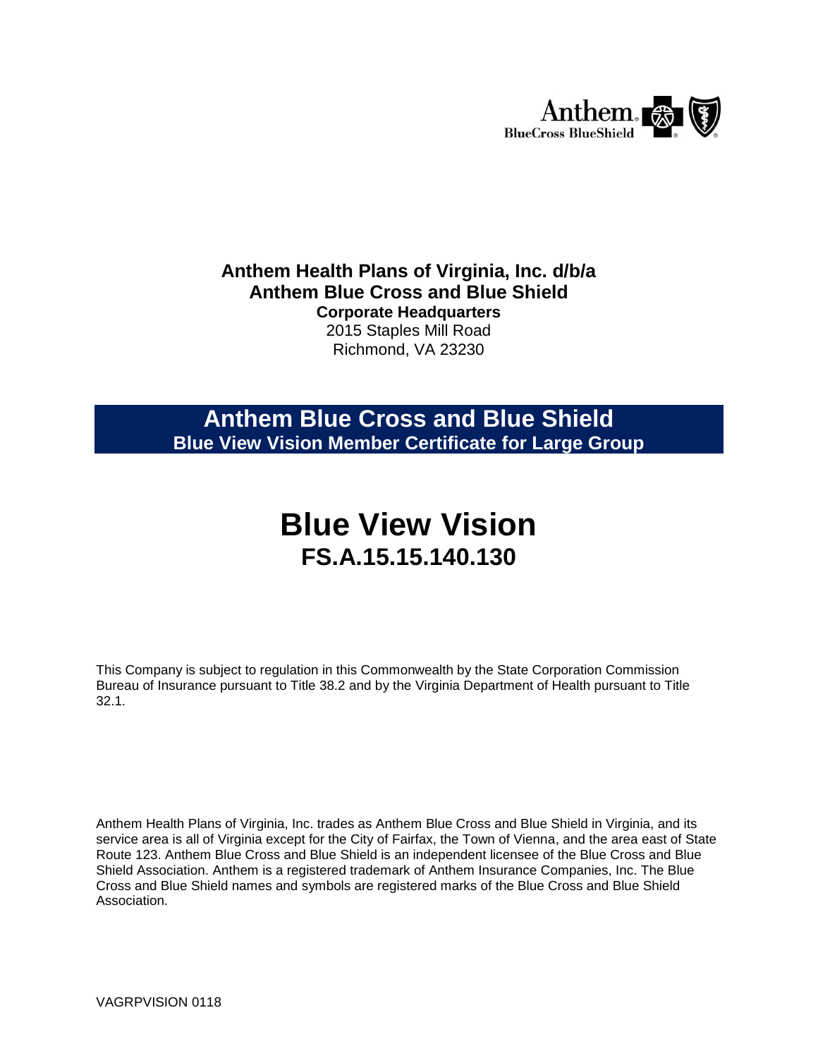Anthem BlueCross BlueShield

**Anthem Health Plans of Virginia, Inc. d/b/a**
**Anthem Blue Cross and Blue Shield**
**Corporate Headquarters**
2015 Staples Mill Road
Richmond, VA 23230

## Anthem Blue Cross and Blue Shield
**Blue View Vision Member Certificate for Large Group**

# Blue View Vision
## FS.A.15.15.140.130

This Company is subject to regulation in this Commonwealth by the State Corporation Commission Bureau of Insurance pursuant to Title 38.2 and by the Virginia Department of Health pursuant to Title 32.1.

Anthem Health Plans of Virginia, Inc. trades as Anthem Blue Cross and Blue Shield in Virginia, and its service area is all of Virginia except for the City of Fairfax, the Town of Vienna, and the area east of State Route 123. Anthem Blue Cross and Blue Shield is an independent licensee of the Blue Cross and Blue Shield Association. Anthem is a registered trademark of Anthem Insurance Companies, Inc. The Blue Cross and Blue Shield names and symbols are registered marks of the Blue Cross and Blue Shield Association.

VAGRPVISION 0118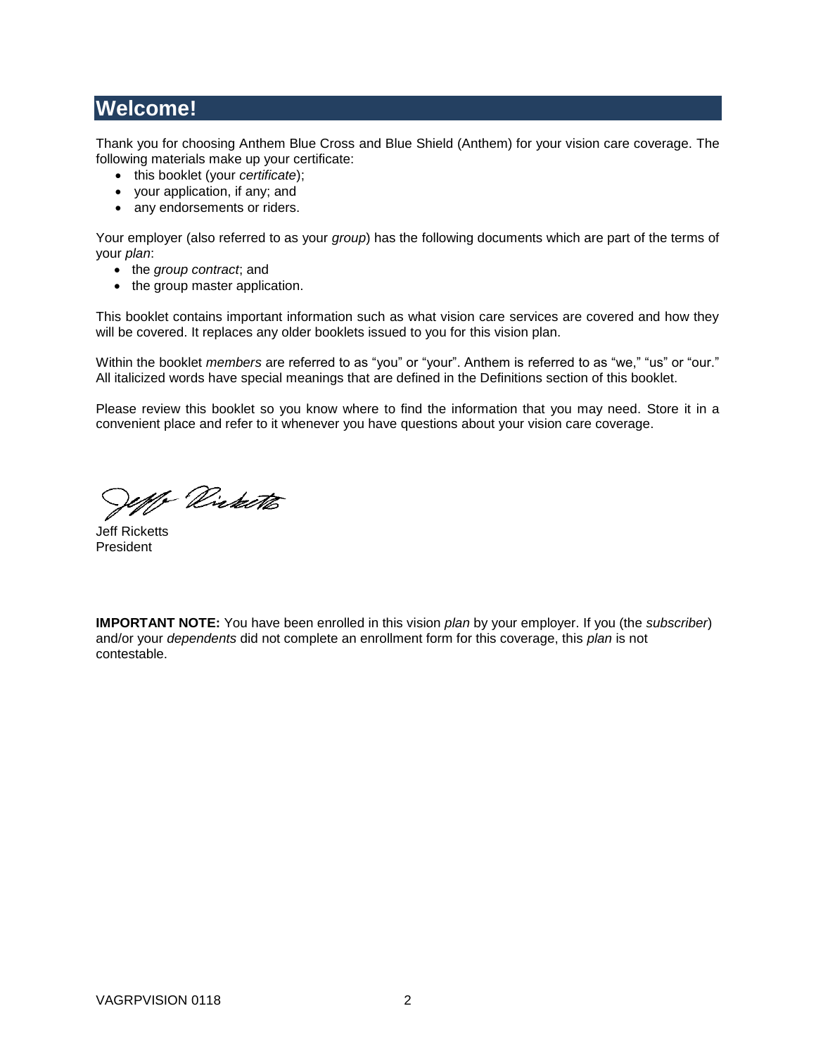# Welcome!

Thank you for choosing Anthem Blue Cross and Blue Shield (Anthem) for your vision care coverage. The following materials make up your certificate:

- this booklet (your *certificate*);
- your application, if any; and
- any endorsements or riders.

Your employer (also referred to as your *group*) has the following documents which are part of the terms of your *plan*:

- the *group contract*; and
- the group master application.

This booklet contains important information such as what vision care services are covered and how they will be covered. It replaces any older booklets issued to you for this vision plan.

Within the booklet *members* are referred to as "you" or "your". Anthem is referred to as "we," "us" or "our." All italicized words have special meanings that are defined in the Definitions section of this booklet.

Please review this booklet so you know where to find the information that you may need. Store it in a convenient place and refer to it whenever you have questions about your vision care coverage.

Jeff Ricketts
President

**IMPORTANT NOTE:** You have been enrolled in this vision *plan* by your employer. If you (the *subscriber*) and/or your *dependents* did not complete an enrollment form for this coverage, this *plan* is not contestable.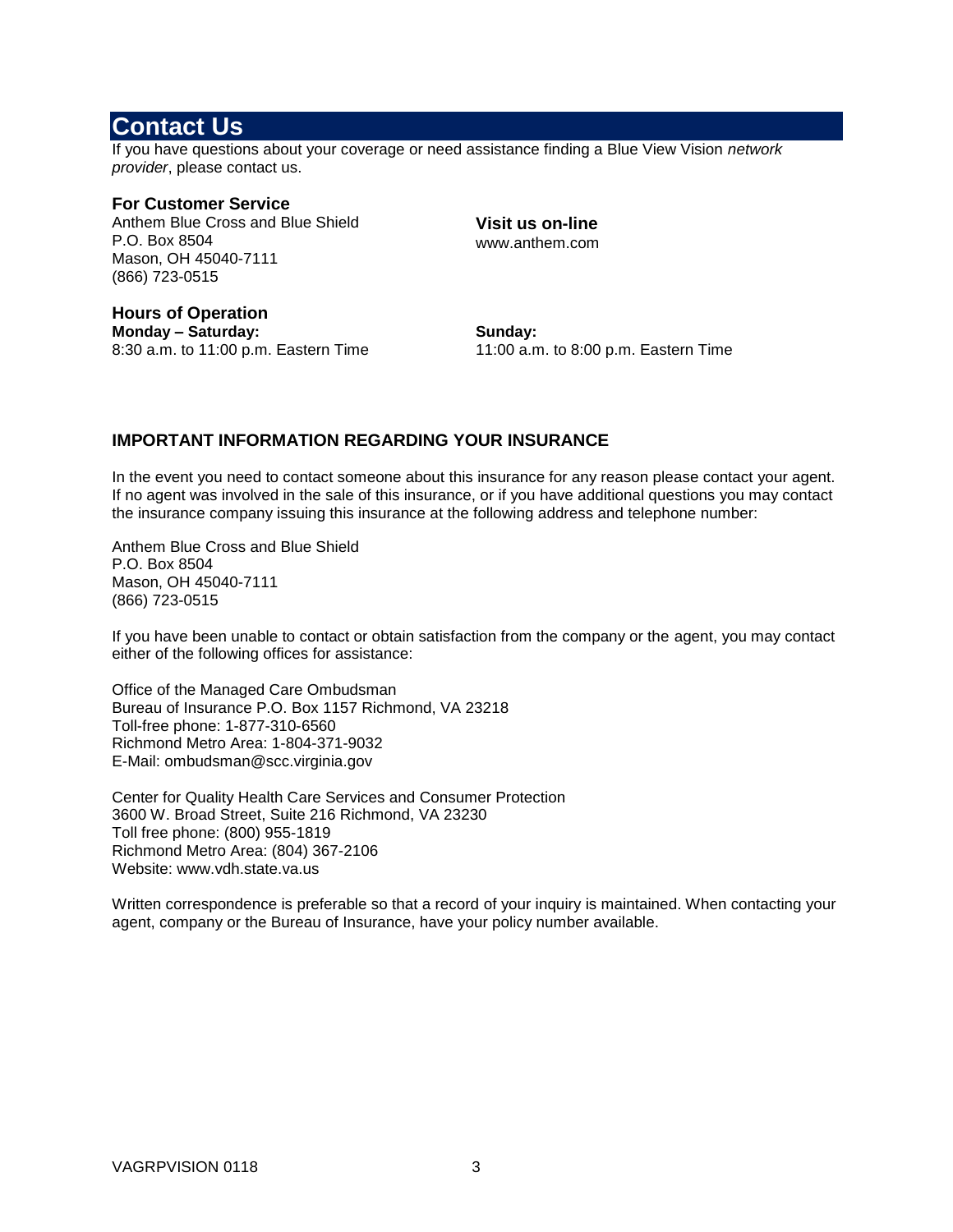# Contact Us

If you have questions about your coverage or need assistance finding a Blue View Vision *network provider*, please contact us.

**For Customer Service**

Anthem Blue Cross and Blue Shield
P.O. Box 8504
Mason, OH 45040-7111
(866) 723-0515

**Visit us on-line**

www.anthem.com

**Hours of Operation**

**Monday – Saturday:**
8:30 a.m. to 11:00 p.m. Eastern Time

**Sunday:**
11:00 a.m. to 8:00 p.m. Eastern Time

### IMPORTANT INFORMATION REGARDING YOUR INSURANCE

In the event you need to contact someone about this insurance for any reason please contact your agent. If no agent was involved in the sale of this insurance, or if you have additional questions you may contact the insurance company issuing this insurance at the following address and telephone number:

Anthem Blue Cross and Blue Shield
P.O. Box 8504
Mason, OH 45040-7111
(866) 723-0515

If you have been unable to contact or obtain satisfaction from the company or the agent, you may contact either of the following offices for assistance:

Office of the Managed Care Ombudsman
Bureau of Insurance P.O. Box 1157 Richmond, VA 23218
Toll-free phone: 1-877-310-6560
Richmond Metro Area: 1-804-371-9032
E-Mail: ombudsman@scc.virginia.gov

Center for Quality Health Care Services and Consumer Protection
3600 W. Broad Street, Suite 216 Richmond, VA 23230
Toll free phone: (800) 955-1819
Richmond Metro Area: (804) 367-2106
Website: www.vdh.state.va.us

Written correspondence is preferable so that a record of your inquiry is maintained. When contacting your agent, company or the Bureau of Insurance, have your policy number available.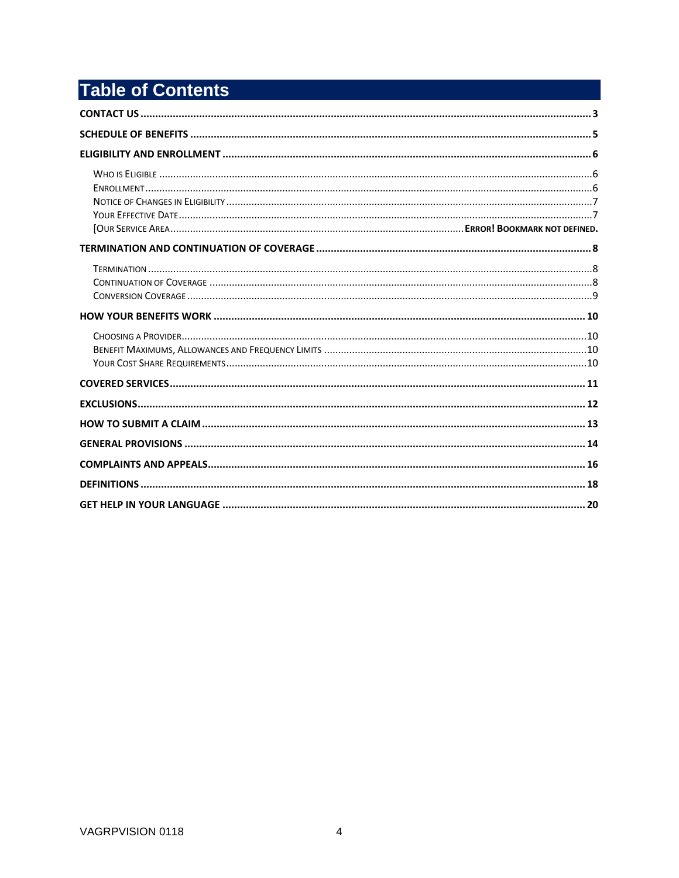# Table of Contents

**CONTACT US** ........................................................................................................................................... **3**

**SCHEDULE OF BENEFITS** ......................................................................................................................... **5**

**ELIGIBILITY AND ENROLLMENT** ............................................................................................................... **6**

- Who is Eligible ....................................................................................................................................... 6
- Enrollment ............................................................................................................................................. 6
- Notice of Changes in Eligibility ............................................................................................................... 7
- Your Effective Date ................................................................................................................................ 7
- [Our Service Area ...................................................................................................... **Error! Bookmark not defined.**

**TERMINATION AND CONTINUATION OF COVERAGE** ............................................................................... **8**

- Termination ............................................................................................................................................ 8
- Continuation of Coverage ....................................................................................................................... 8
- Conversion Coverage .............................................................................................................................. 9

**HOW YOUR BENEFITS WORK** ................................................................................................................ **10**

- Choosing a Provider ............................................................................................................................. 10
- Benefit Maximums, Allowances and Frequency Limits ......................................................................... 10
- Your Cost Share Requirements ............................................................................................................. 10

**COVERED SERVICES** ............................................................................................................................... **11**

**EXCLUSIONS** ........................................................................................................................................... **12**

**HOW TO SUBMIT A CLAIM** ..................................................................................................................... **13**

**GENERAL PROVISIONS** ........................................................................................................................... **14**

**COMPLAINTS AND APPEALS** ................................................................................................................... **16**

**DEFINITIONS** ........................................................................................................................................... **18**

**GET HELP IN YOUR LANGUAGE** .............................................................................................................. **20**

VAGRPVISION 0118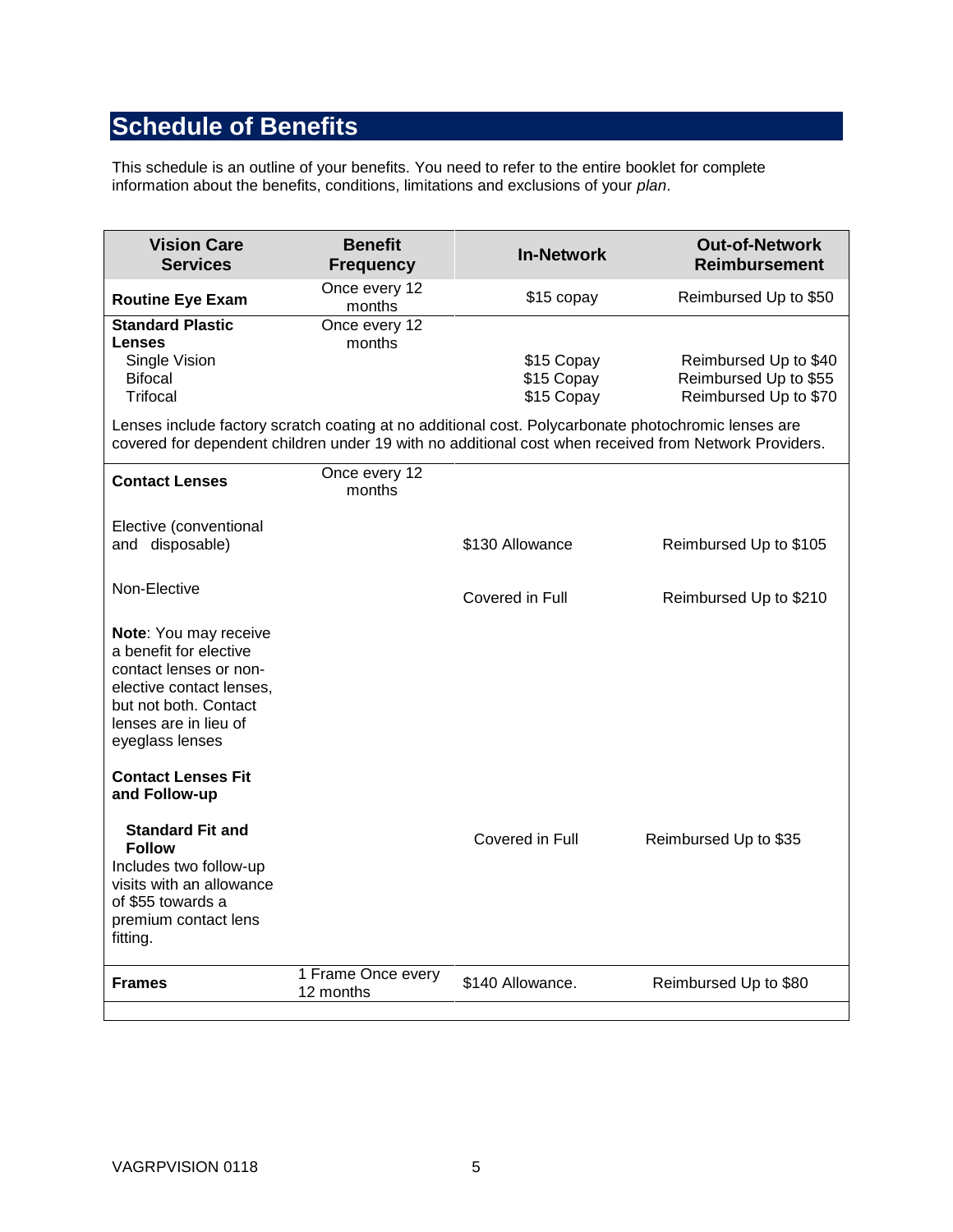## Schedule of Benefits

This schedule is an outline of your benefits. You need to refer to the entire booklet for complete information about the benefits, conditions, limitations and exclusions of your *plan*.

| Vision Care Services | Benefit Frequency | In-Network | Out-of-Network Reimbursement |
|---|---|---|---|
| **Routine Eye Exam** | Once every 12 months | $15 copay | Reimbursed Up to $50 |
| **Standard Plastic Lenses** | Once every 12 months | | |
| Single Vision | | $15 Copay | Reimbursed Up to $40 |
| Bifocal | | $15 Copay | Reimbursed Up to $55 |
| Trifocal | | $15 Copay | Reimbursed Up to $70 |
| Lenses include factory scratch coating at no additional cost. Polycarbonate photochromic lenses are covered for dependent children under 19 with no additional cost when received from Network Providers. | | | |
| **Contact Lenses** | Once every 12 months | | |
| Elective (conventional and disposable) | | $130 Allowance | Reimbursed Up to $105 |
| Non-Elective | | Covered in Full | Reimbursed Up to $210 |
| **Note**: You may receive a benefit for elective contact lenses or non-elective contact lenses, but not both. Contact lenses are in lieu of eyeglass lenses | | | |
| **Contact Lenses Fit and Follow-up** | | | |
| **Standard Fit and Follow** Includes two follow-up visits with an allowance of $55 towards a premium contact lens fitting. | | Covered in Full | Reimbursed Up to $35 |
| **Frames** | 1 Frame Once every 12 months | $140 Allowance. | Reimbursed Up to $80 |

VAGRPVISION 0118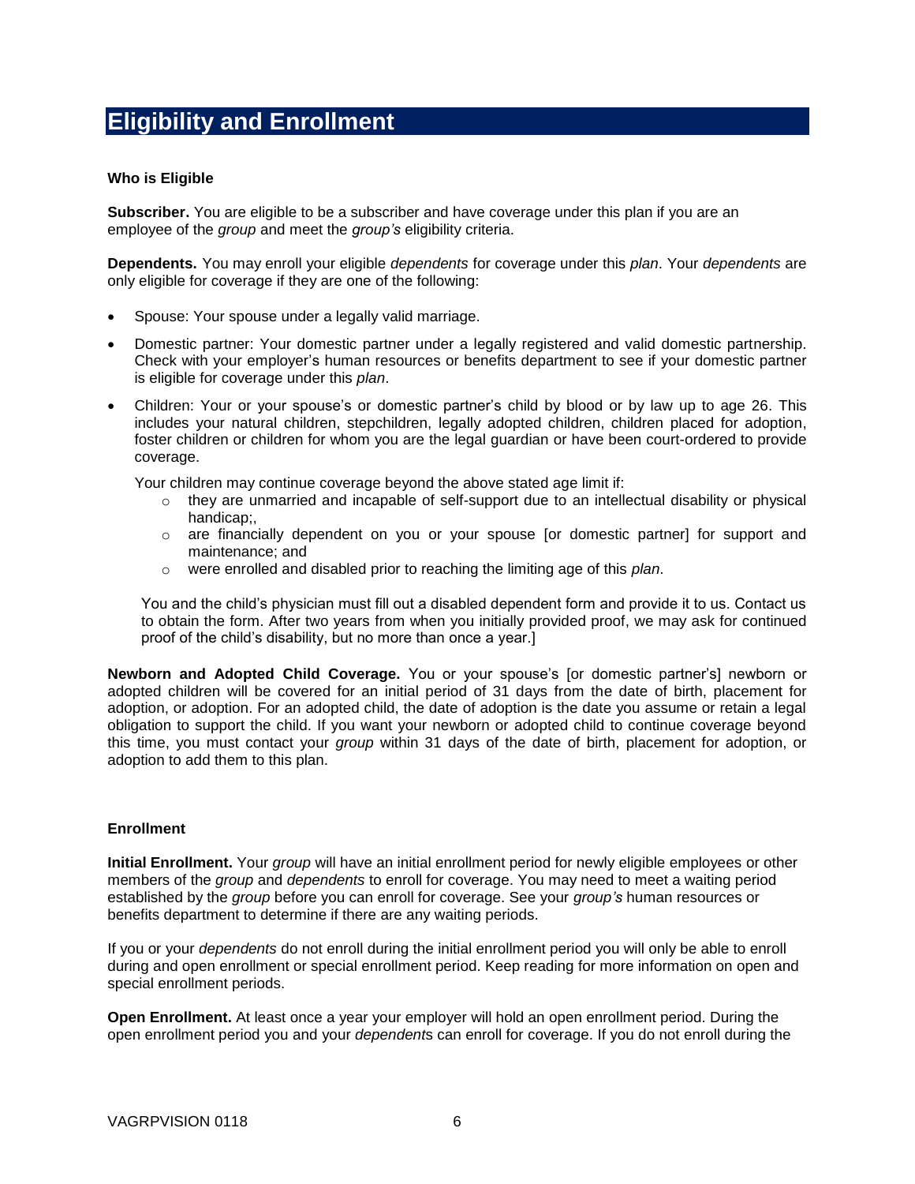# Eligibility and Enrollment

**Who is Eligible**

**Subscriber.** You are eligible to be a subscriber and have coverage under this plan if you are an employee of the *group* and meet the *group's* eligibility criteria.

**Dependents.** You may enroll your eligible *dependents* for coverage under this *plan*. Your *dependents* are only eligible for coverage if they are one of the following:

- Spouse: Your spouse under a legally valid marriage.
- Domestic partner: Your domestic partner under a legally registered and valid domestic partnership. Check with your employer's human resources or benefits department to see if your domestic partner is eligible for coverage under this *plan*.
- Children: Your or your spouse's or domestic partner's child by blood or by law up to age 26. This includes your natural children, stepchildren, legally adopted children, children placed for adoption, foster children or children for whom you are the legal guardian or have been court-ordered to provide coverage.

  Your children may continue coverage beyond the above stated age limit if:
  - they are unmarried and incapable of self-support due to an intellectual disability or physical handicap;,
  - are financially dependent on you or your spouse [or domestic partner] for support and maintenance; and
  - were enrolled and disabled prior to reaching the limiting age of this *plan*.

  You and the child's physician must fill out a disabled dependent form and provide it to us. Contact us to obtain the form. After two years from when you initially provided proof, we may ask for continued proof of the child's disability, but no more than once a year.]

**Newborn and Adopted Child Coverage.** You or your spouse's [or domestic partner's] newborn or adopted children will be covered for an initial period of 31 days from the date of birth, placement for adoption, or adoption. For an adopted child, the date of adoption is the date you assume or retain a legal obligation to support the child. If you want your newborn or adopted child to continue coverage beyond this time, you must contact your *group* within 31 days of the date of birth, placement for adoption, or adoption to add them to this plan.

**Enrollment**

**Initial Enrollment.** Your *group* will have an initial enrollment period for newly eligible employees or other members of the *group* and *dependents* to enroll for coverage. You may need to meet a waiting period established by the *group* before you can enroll for coverage. See your *group's* human resources or benefits department to determine if there are any waiting periods.

If you or your *dependents* do not enroll during the initial enrollment period you will only be able to enroll during and open enrollment or special enrollment period. Keep reading for more information on open and special enrollment periods.

**Open Enrollment.** At least once a year your employer will hold an open enrollment period. During the open enrollment period you and your *dependents* can enroll for coverage. If you do not enroll during the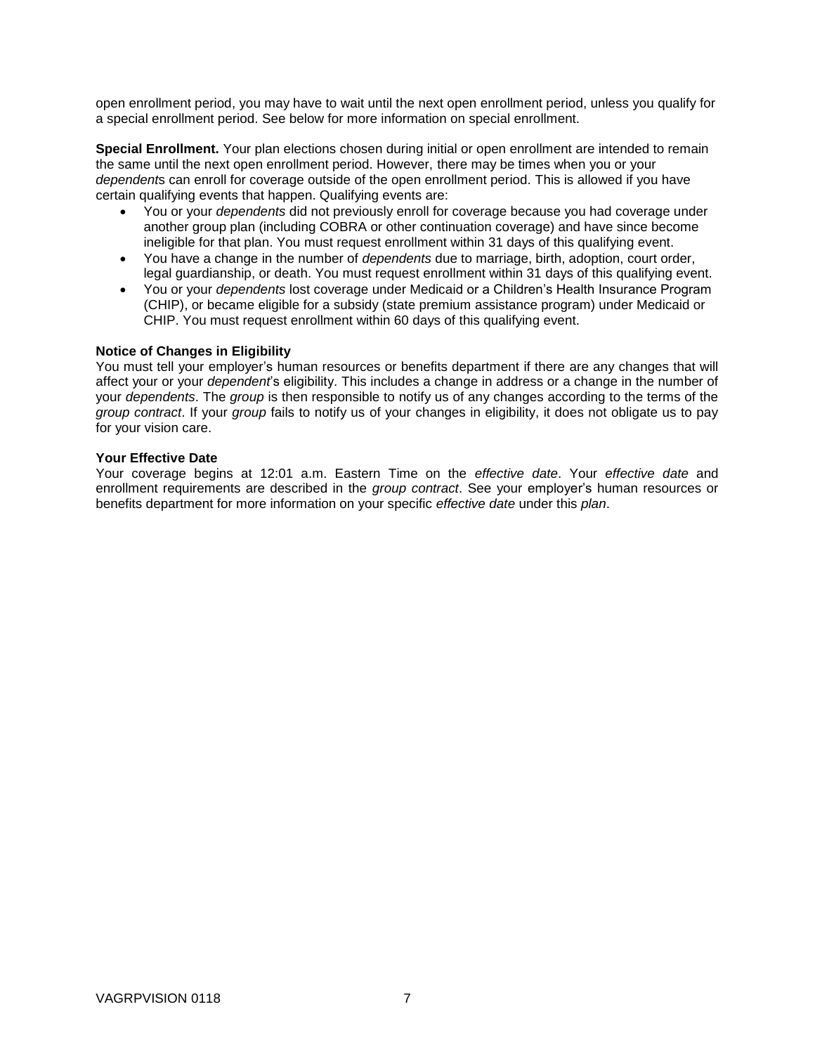open enrollment period, you may have to wait until the next open enrollment period, unless you qualify for a special enrollment period. See below for more information on special enrollment.

**Special Enrollment.** Your plan elections chosen during initial or open enrollment are intended to remain the same until the next open enrollment period. However, there may be times when you or your *dependent*s can enroll for coverage outside of the open enrollment period. This is allowed if you have certain qualifying events that happen. Qualifying events are:

- You or your *dependents* did not previously enroll for coverage because you had coverage under another group plan (including COBRA or other continuation coverage) and have since become ineligible for that plan. You must request enrollment within 31 days of this qualifying event.
- You have a change in the number of *dependents* due to marriage, birth, adoption, court order, legal guardianship, or death. You must request enrollment within 31 days of this qualifying event.
- You or your *dependents* lost coverage under Medicaid or a Children's Health Insurance Program (CHIP), or became eligible for a subsidy (state premium assistance program) under Medicaid or CHIP. You must request enrollment within 60 days of this qualifying event.

**Notice of Changes in Eligibility**

You must tell your employer's human resources or benefits department if there are any changes that will affect your or your *dependent*'s eligibility. This includes a change in address or a change in the number of your *dependents*. The *group* is then responsible to notify us of any changes according to the terms of the *group contract*. If your *group* fails to notify us of your changes in eligibility, it does not obligate us to pay for your vision care.

**Your Effective Date**

Your coverage begins at 12:01 a.m. Eastern Time on the *effective date*. Your *effective date* and enrollment requirements are described in the *group contract*. See your employer's human resources or benefits department for more information on your specific *effective date* under this *plan*.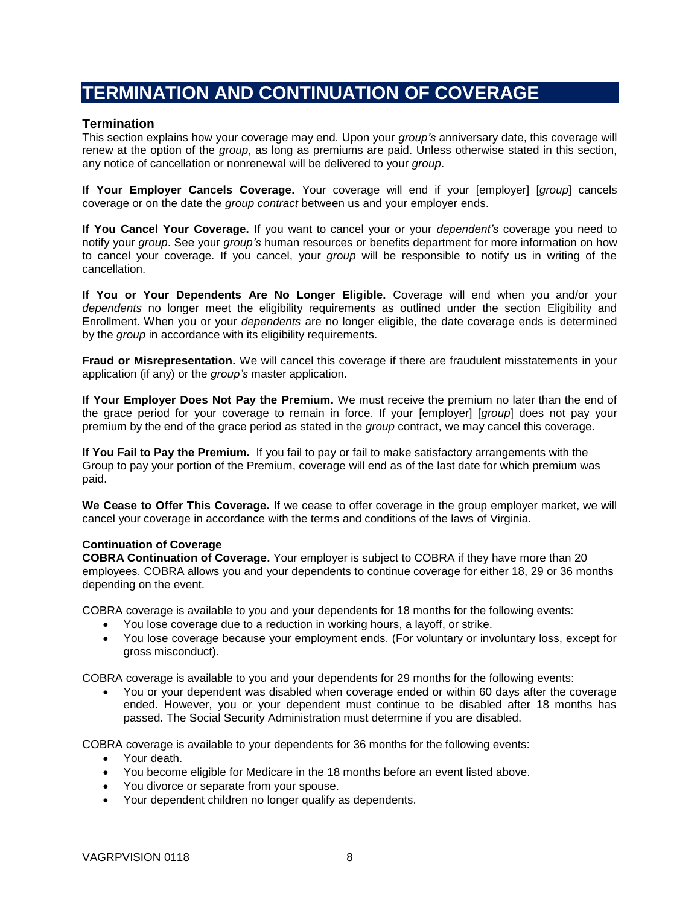# TERMINATION AND CONTINUATION OF COVERAGE

## Termination

This section explains how your coverage may end. Upon your *group's* anniversary date, this coverage will renew at the option of the *group*, as long as premiums are paid. Unless otherwise stated in this section, any notice of cancellation or nonrenewal will be delivered to your *group*.

**If Your Employer Cancels Coverage.** Your coverage will end if your [employer] [*group*] cancels coverage or on the date the *group contract* between us and your employer ends.

**If You Cancel Your Coverage.** If you want to cancel your or your *dependent's* coverage you need to notify your *group*. See your *group's* human resources or benefits department for more information on how to cancel your coverage. If you cancel, your *group* will be responsible to notify us in writing of the cancellation.

**If You or Your Dependents Are No Longer Eligible.** Coverage will end when you and/or your *dependents* no longer meet the eligibility requirements as outlined under the section Eligibility and Enrollment. When you or your *dependents* are no longer eligible, the date coverage ends is determined by the *group* in accordance with its eligibility requirements.

**Fraud or Misrepresentation.** We will cancel this coverage if there are fraudulent misstatements in your application (if any) or the *group's* master application.

**If Your Employer Does Not Pay the Premium.** We must receive the premium no later than the end of the grace period for your coverage to remain in force. If your [employer] [*group*] does not pay your premium by the end of the grace period as stated in the *group* contract, we may cancel this coverage.

**If You Fail to Pay the Premium.** If you fail to pay or fail to make satisfactory arrangements with the Group to pay your portion of the Premium, coverage will end as of the last date for which premium was paid.

**We Cease to Offer This Coverage.** If we cease to offer coverage in the group employer market, we will cancel your coverage in accordance with the terms and conditions of the laws of Virginia.

### Continuation of Coverage

**COBRA Continuation of Coverage.** Your employer is subject to COBRA if they have more than 20 employees. COBRA allows you and your dependents to continue coverage for either 18, 29 or 36 months depending on the event.

COBRA coverage is available to you and your dependents for 18 months for the following events:

- You lose coverage due to a reduction in working hours, a layoff, or strike.
- You lose coverage because your employment ends. (For voluntary or involuntary loss, except for gross misconduct).

COBRA coverage is available to you and your dependents for 29 months for the following events:

- You or your dependent was disabled when coverage ended or within 60 days after the coverage ended. However, you or your dependent must continue to be disabled after 18 months has passed. The Social Security Administration must determine if you are disabled.

COBRA coverage is available to your dependents for 36 months for the following events:

- Your death.
- You become eligible for Medicare in the 18 months before an event listed above.
- You divorce or separate from your spouse.
- Your dependent children no longer qualify as dependents.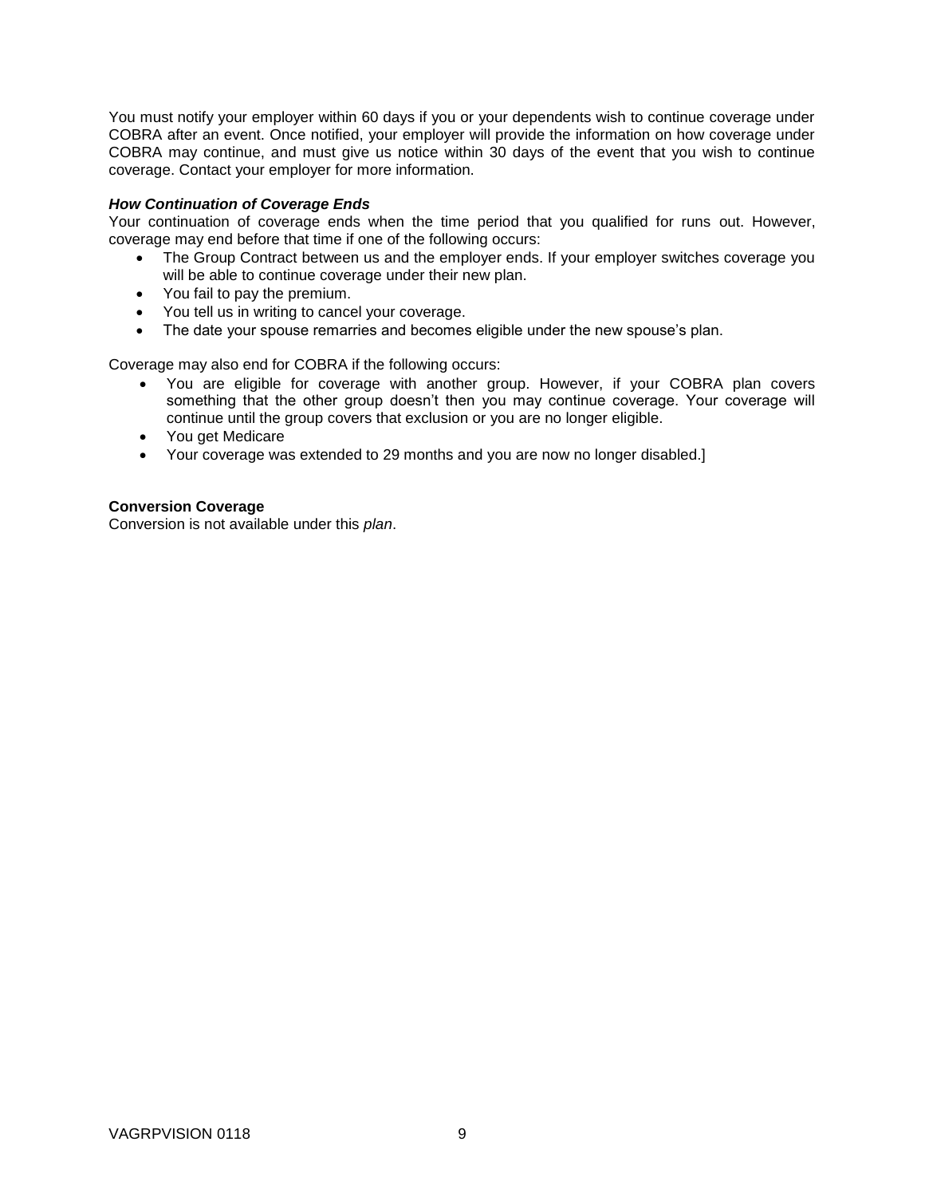You must notify your employer within 60 days if you or your dependents wish to continue coverage under COBRA after an event. Once notified, your employer will provide the information on how coverage under COBRA may continue, and must give us notice within 30 days of the event that you wish to continue coverage. Contact your employer for more information.

***How Continuation of Coverage Ends***

Your continuation of coverage ends when the time period that you qualified for runs out. However, coverage may end before that time if one of the following occurs:

- The Group Contract between us and the employer ends. If your employer switches coverage you will be able to continue coverage under their new plan.
- You fail to pay the premium.
- You tell us in writing to cancel your coverage.
- The date your spouse remarries and becomes eligible under the new spouse's plan.

Coverage may also end for COBRA if the following occurs:

- You are eligible for coverage with another group. However, if your COBRA plan covers something that the other group doesn't then you may continue coverage. Your coverage will continue until the group covers that exclusion or you are no longer eligible.
- You get Medicare
- Your coverage was extended to 29 months and you are now no longer disabled.]

**Conversion Coverage**

Conversion is not available under this *plan*.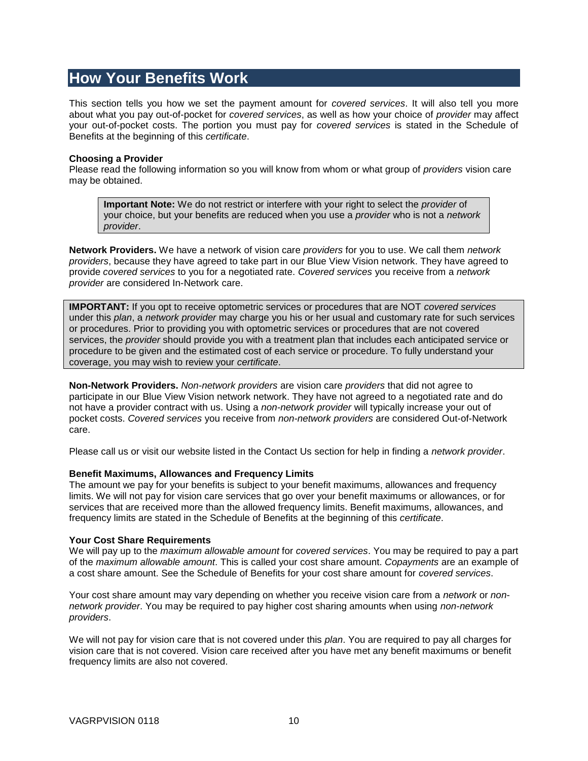# How Your Benefits Work

This section tells you how we set the payment amount for *covered services*. It will also tell you more about what you pay out-of-pocket for *covered services*, as well as how your choice of *provider* may affect your out-of-pocket costs. The portion you must pay for *covered services* is stated in the Schedule of Benefits at the beginning of this *certificate*.

**Choosing a Provider**
Please read the following information so you will know from whom or what group of *providers* vision care may be obtained.

> **Important Note:** We do not restrict or interfere with your right to select the *provider* of your choice, but your benefits are reduced when you use a *provider* who is not a *network provider*.

**Network Providers.** We have a network of vision care *providers* for you to use. We call them *network providers*, because they have agreed to take part in our Blue View Vision network. They have agreed to provide *covered services* to you for a negotiated rate. *Covered services* you receive from a *network provider* are considered In-Network care.

> **IMPORTANT:** If you opt to receive optometric services or procedures that are NOT *covered services* under this *plan*, a *network provider* may charge you his or her usual and customary rate for such services or procedures. Prior to providing you with optometric services or procedures that are not covered services, the *provider* should provide you with a treatment plan that includes each anticipated service or procedure to be given and the estimated cost of each service or procedure. To fully understand your coverage, you may wish to review your *certificate*.

**Non-Network Providers.** *Non-network providers* are vision care *providers* that did not agree to participate in our Blue View Vision network network. They have not agreed to a negotiated rate and do not have a provider contract with us. Using a *non-network provider* will typically increase your out of pocket costs. *Covered services* you receive from *non-network providers* are considered Out-of-Network care.

Please call us or visit our website listed in the Contact Us section for help in finding a *network provider*.

**Benefit Maximums, Allowances and Frequency Limits**
The amount we pay for your benefits is subject to your benefit maximums, allowances and frequency limits. We will not pay for vision care services that go over your benefit maximums or allowances, or for services that are received more than the allowed frequency limits. Benefit maximums, allowances, and frequency limits are stated in the Schedule of Benefits at the beginning of this *certificate*.

**Your Cost Share Requirements**
We will pay up to the *maximum allowable amount* for *covered services*. You may be required to pay a part of the *maximum allowable amount*. This is called your cost share amount. *Copayments* are an example of a cost share amount. See the Schedule of Benefits for your cost share amount for *covered services*.

Your cost share amount may vary depending on whether you receive vision care from a *network* or *non-network provider*. You may be required to pay higher cost sharing amounts when using *non-network providers*.

We will not pay for vision care that is not covered under this *plan*. You are required to pay all charges for vision care that is not covered. Vision care received after you have met any benefit maximums or benefit frequency limits are also not covered.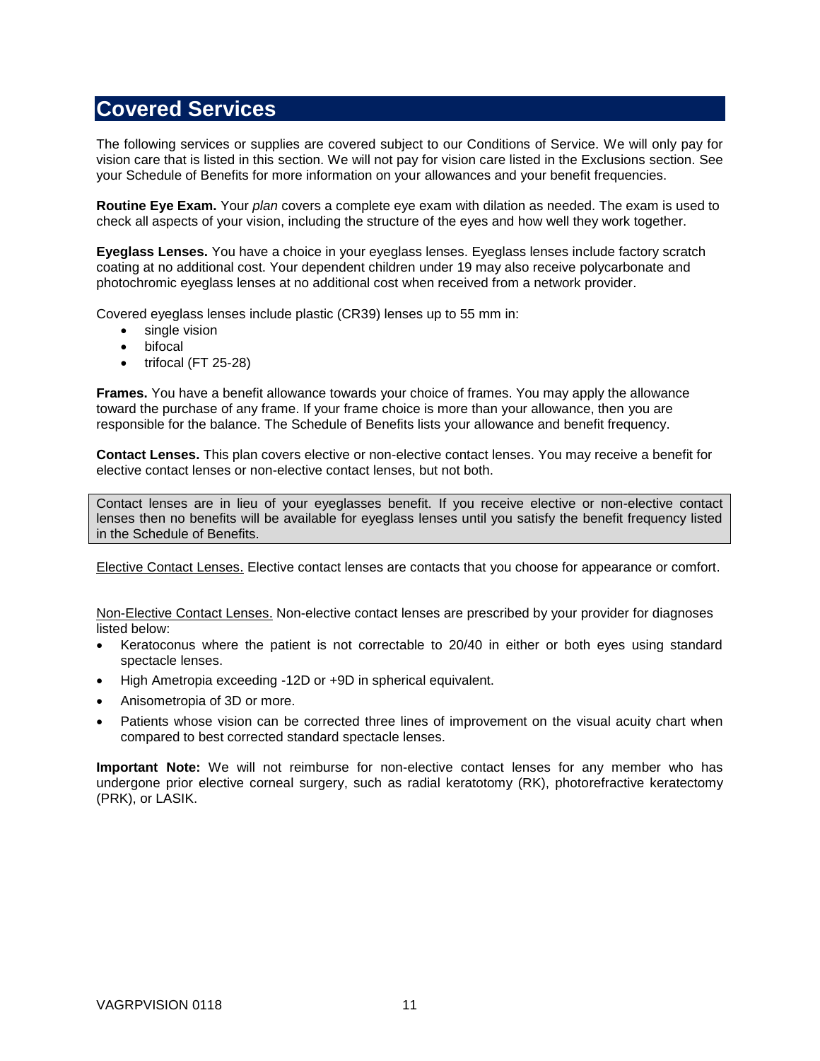# Covered Services

The following services or supplies are covered subject to our Conditions of Service. We will only pay for vision care that is listed in this section. We will not pay for vision care listed in the Exclusions section. See your Schedule of Benefits for more information on your allowances and your benefit frequencies.

**Routine Eye Exam.** Your *plan* covers a complete eye exam with dilation as needed. The exam is used to check all aspects of your vision, including the structure of the eyes and how well they work together.

**Eyeglass Lenses.** You have a choice in your eyeglass lenses. Eyeglass lenses include factory scratch coating at no additional cost. Your dependent children under 19 may also receive polycarbonate and photochromic eyeglass lenses at no additional cost when received from a network provider.

Covered eyeglass lenses include plastic (CR39) lenses up to 55 mm in:

- single vision
- bifocal
- trifocal (FT 25-28)

**Frames.** You have a benefit allowance towards your choice of frames. You may apply the allowance toward the purchase of any frame. If your frame choice is more than your allowance, then you are responsible for the balance. The Schedule of Benefits lists your allowance and benefit frequency.

**Contact Lenses.** This plan covers elective or non-elective contact lenses. You may receive a benefit for elective contact lenses or non-elective contact lenses, but not both.

> Contact lenses are in lieu of your eyeglasses benefit. If you receive elective or non-elective contact lenses then no benefits will be available for eyeglass lenses until you satisfy the benefit frequency listed in the Schedule of Benefits.

<u>Elective Contact Lenses.</u> Elective contact lenses are contacts that you choose for appearance or comfort.

<u>Non-Elective Contact Lenses.</u> Non-elective contact lenses are prescribed by your provider for diagnoses listed below:

- Keratoconus where the patient is not correctable to 20/40 in either or both eyes using standard spectacle lenses.
- High Ametropia exceeding -12D or +9D in spherical equivalent.
- Anisometropia of 3D or more.
- Patients whose vision can be corrected three lines of improvement on the visual acuity chart when compared to best corrected standard spectacle lenses.

**Important Note:** We will not reimburse for non-elective contact lenses for any member who has undergone prior elective corneal surgery, such as radial keratotomy (RK), photorefractive keratectomy (PRK), or LASIK.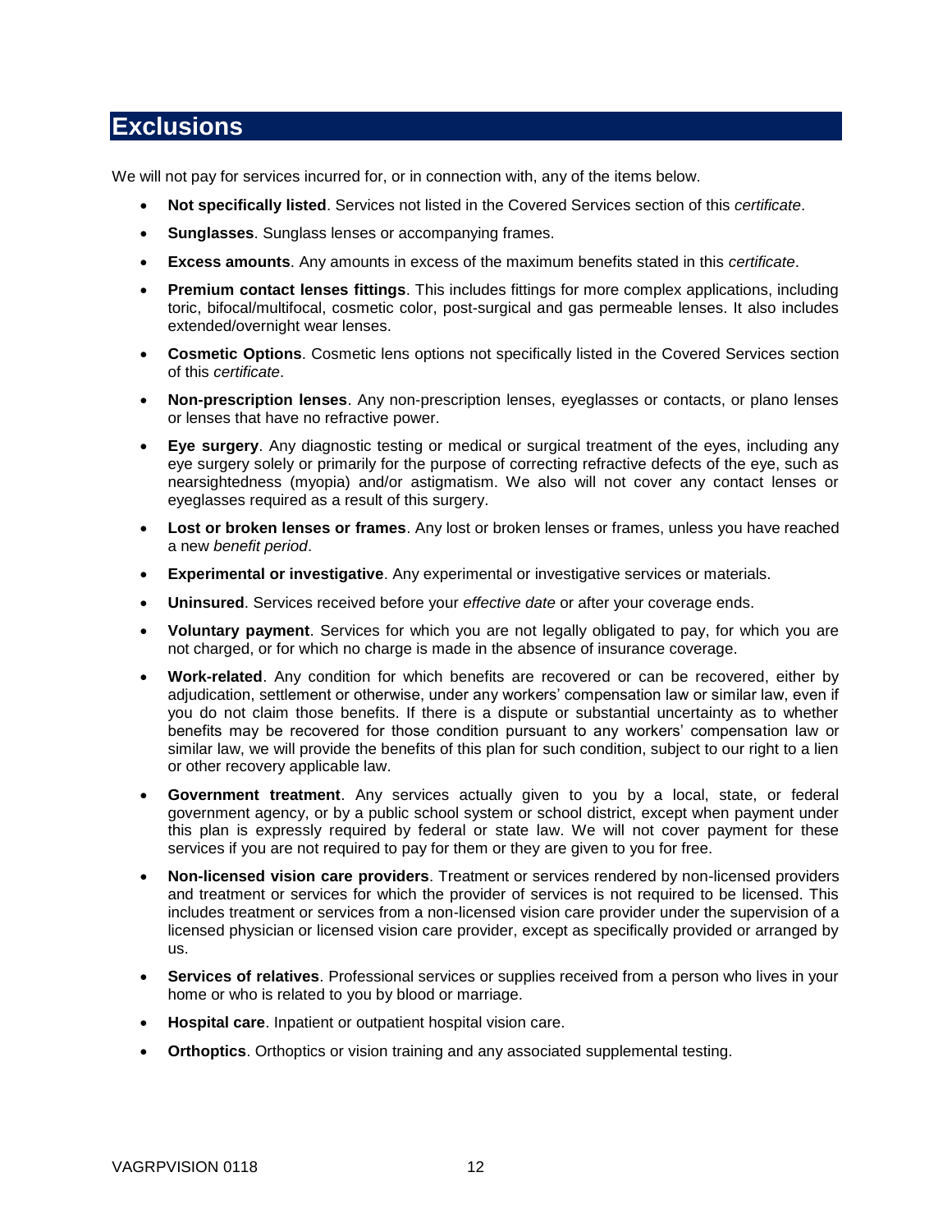## Exclusions

We will not pay for services incurred for, or in connection with, any of the items below.

- **Not specifically listed**. Services not listed in the Covered Services section of this *certificate*.
- **Sunglasses**. Sunglass lenses or accompanying frames.
- **Excess amounts**. Any amounts in excess of the maximum benefits stated in this *certificate*.
- **Premium contact lenses fittings**. This includes fittings for more complex applications, including toric, bifocal/multifocal, cosmetic color, post-surgical and gas permeable lenses. It also includes extended/overnight wear lenses.
- **Cosmetic Options**. Cosmetic lens options not specifically listed in the Covered Services section of this *certificate*.
- **Non-prescription lenses**. Any non-prescription lenses, eyeglasses or contacts, or plano lenses or lenses that have no refractive power.
- **Eye surgery**. Any diagnostic testing or medical or surgical treatment of the eyes, including any eye surgery solely or primarily for the purpose of correcting refractive defects of the eye, such as nearsightedness (myopia) and/or astigmatism. We also will not cover any contact lenses or eyeglasses required as a result of this surgery.
- **Lost or broken lenses or frames**. Any lost or broken lenses or frames, unless you have reached a new *benefit period*.
- **Experimental or investigative**. Any experimental or investigative services or materials.
- **Uninsured**. Services received before your *effective date* or after your coverage ends.
- **Voluntary payment**. Services for which you are not legally obligated to pay, for which you are not charged, or for which no charge is made in the absence of insurance coverage.
- **Work-related**. Any condition for which benefits are recovered or can be recovered, either by adjudication, settlement or otherwise, under any workers' compensation law or similar law, even if you do not claim those benefits. If there is a dispute or substantial uncertainty as to whether benefits may be recovered for those condition pursuant to any workers' compensation law or similar law, we will provide the benefits of this plan for such condition, subject to our right to a lien or other recovery applicable law.
- **Government treatment**. Any services actually given to you by a local, state, or federal government agency, or by a public school system or school district, except when payment under this plan is expressly required by federal or state law. We will not cover payment for these services if you are not required to pay for them or they are given to you for free.
- **Non-licensed vision care providers**. Treatment or services rendered by non-licensed providers and treatment or services for which the provider of services is not required to be licensed. This includes treatment or services from a non-licensed vision care provider under the supervision of a licensed physician or licensed vision care provider, except as specifically provided or arranged by us.
- **Services of relatives**. Professional services or supplies received from a person who lives in your home or who is related to you by blood or marriage.
- **Hospital care**. Inpatient or outpatient hospital vision care.
- **Orthoptics**. Orthoptics or vision training and any associated supplemental testing.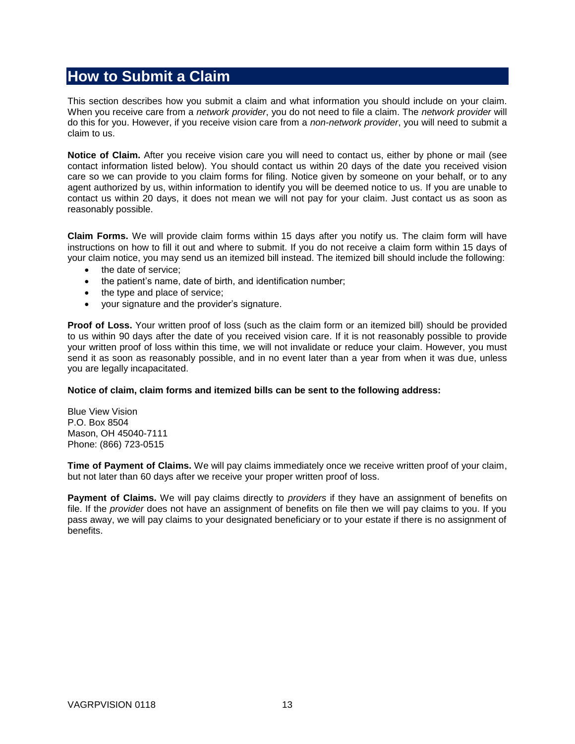## How to Submit a Claim

This section describes how you submit a claim and what information you should include on your claim. When you receive care from a *network provider*, you do not need to file a claim. The *network provider* will do this for you. However, if you receive vision care from a *non-network provider*, you will need to submit a claim to us.

**Notice of Claim.** After you receive vision care you will need to contact us, either by phone or mail (see contact information listed below). You should contact us within 20 days of the date you received vision care so we can provide to you claim forms for filing. Notice given by someone on your behalf, or to any agent authorized by us, within information to identify you will be deemed notice to us. If you are unable to contact us within 20 days, it does not mean we will not pay for your claim. Just contact us as soon as reasonably possible.

**Claim Forms.** We will provide claim forms within 15 days after you notify us. The claim form will have instructions on how to fill it out and where to submit. If you do not receive a claim form within 15 days of your claim notice, you may send us an itemized bill instead. The itemized bill should include the following:

- the date of service;
- the patient's name, date of birth, and identification number;
- the type and place of service;
- your signature and the provider's signature.

**Proof of Loss.** Your written proof of loss (such as the claim form or an itemized bill) should be provided to us within 90 days after the date of you received vision care. If it is not reasonably possible to provide your written proof of loss within this time, we will not invalidate or reduce your claim. However, you must send it as soon as reasonably possible, and in no event later than a year from when it was due, unless you are legally incapacitated.

**Notice of claim, claim forms and itemized bills can be sent to the following address:**

Blue View Vision
P.O. Box 8504
Mason, OH 45040-7111
Phone: (866) 723-0515

**Time of Payment of Claims.** We will pay claims immediately once we receive written proof of your claim, but not later than 60 days after we receive your proper written proof of loss.

**Payment of Claims.** We will pay claims directly to *providers* if they have an assignment of benefits on file. If the *provider* does not have an assignment of benefits on file then we will pay claims to you. If you pass away, we will pay claims to your designated beneficiary or to your estate if there is no assignment of benefits.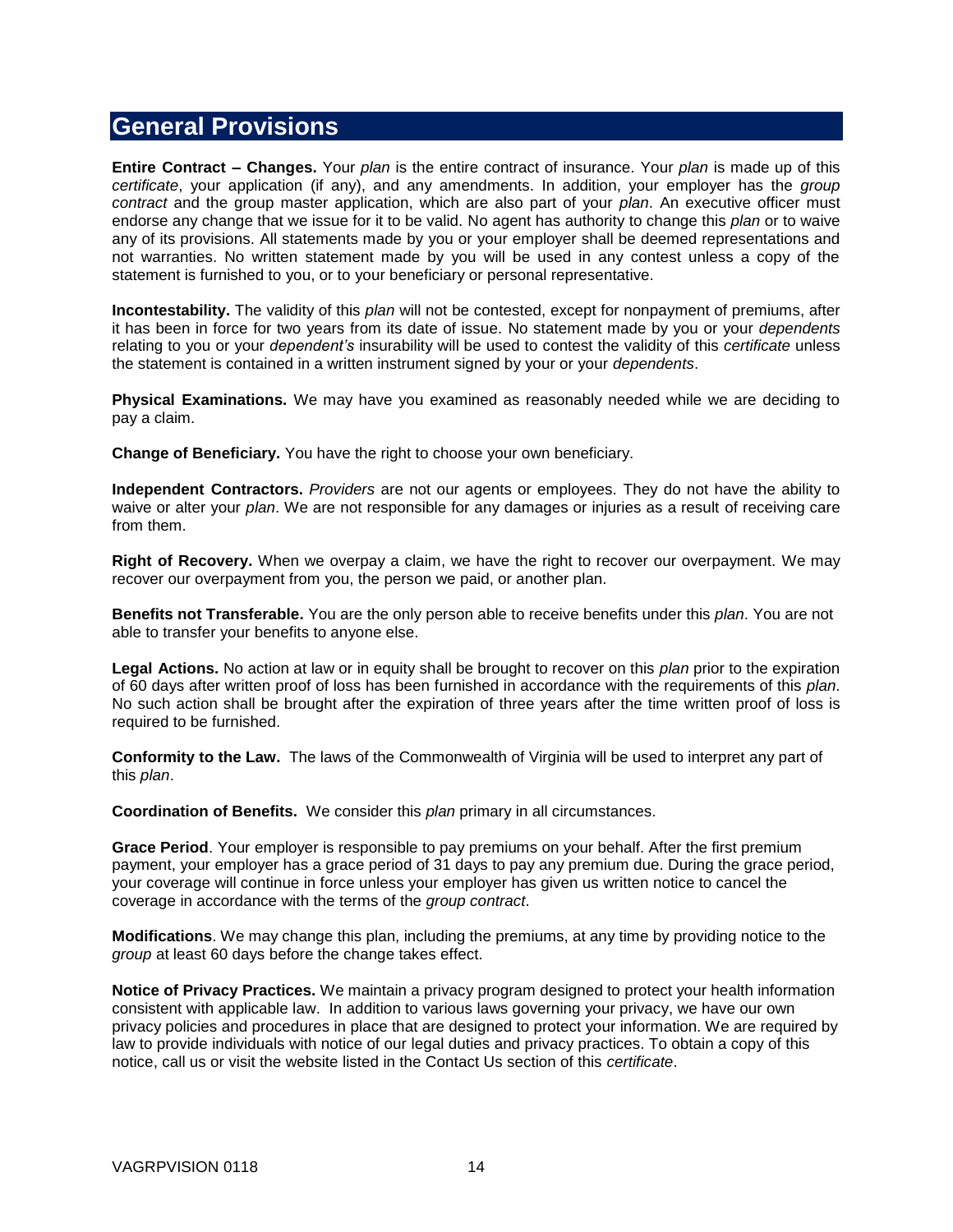## General Provisions

**Entire Contract – Changes.** Your *plan* is the entire contract of insurance. Your *plan* is made up of this *certificate*, your application (if any), and any amendments. In addition, your employer has the *group contract* and the group master application, which are also part of your *plan*. An executive officer must endorse any change that we issue for it to be valid. No agent has authority to change this *plan* or to waive any of its provisions. All statements made by you or your employer shall be deemed representations and not warranties. No written statement made by you will be used in any contest unless a copy of the statement is furnished to you, or to your beneficiary or personal representative.

**Incontestability.** The validity of this *plan* will not be contested, except for nonpayment of premiums, after it has been in force for two years from its date of issue. No statement made by you or your *dependents* relating to you or your *dependent's* insurability will be used to contest the validity of this *certificate* unless the statement is contained in a written instrument signed by your or your *dependents*.

**Physical Examinations.** We may have you examined as reasonably needed while we are deciding to pay a claim.

**Change of Beneficiary.** You have the right to choose your own beneficiary.

**Independent Contractors.** *Providers* are not our agents or employees. They do not have the ability to waive or alter your *plan*. We are not responsible for any damages or injuries as a result of receiving care from them.

**Right of Recovery.** When we overpay a claim, we have the right to recover our overpayment. We may recover our overpayment from you, the person we paid, or another plan.

**Benefits not Transferable.** You are the only person able to receive benefits under this *plan*. You are not able to transfer your benefits to anyone else.

**Legal Actions.** No action at law or in equity shall be brought to recover on this *plan* prior to the expiration of 60 days after written proof of loss has been furnished in accordance with the requirements of this *plan*. No such action shall be brought after the expiration of three years after the time written proof of loss is required to be furnished.

**Conformity to the Law.** The laws of the Commonwealth of Virginia will be used to interpret any part of this *plan*.

**Coordination of Benefits.** We consider this *plan* primary in all circumstances.

**Grace Period**. Your employer is responsible to pay premiums on your behalf. After the first premium payment, your employer has a grace period of 31 days to pay any premium due. During the grace period, your coverage will continue in force unless your employer has given us written notice to cancel the coverage in accordance with the terms of the *group contract*.

**Modifications**. We may change this plan, including the premiums, at any time by providing notice to the *group* at least 60 days before the change takes effect.

**Notice of Privacy Practices.** We maintain a privacy program designed to protect your health information consistent with applicable law. In addition to various laws governing your privacy, we have our own privacy policies and procedures in place that are designed to protect your information. We are required by law to provide individuals with notice of our legal duties and privacy practices. To obtain a copy of this notice, call us or visit the website listed in the Contact Us section of this *certificate*.

VAGRPVISION 0118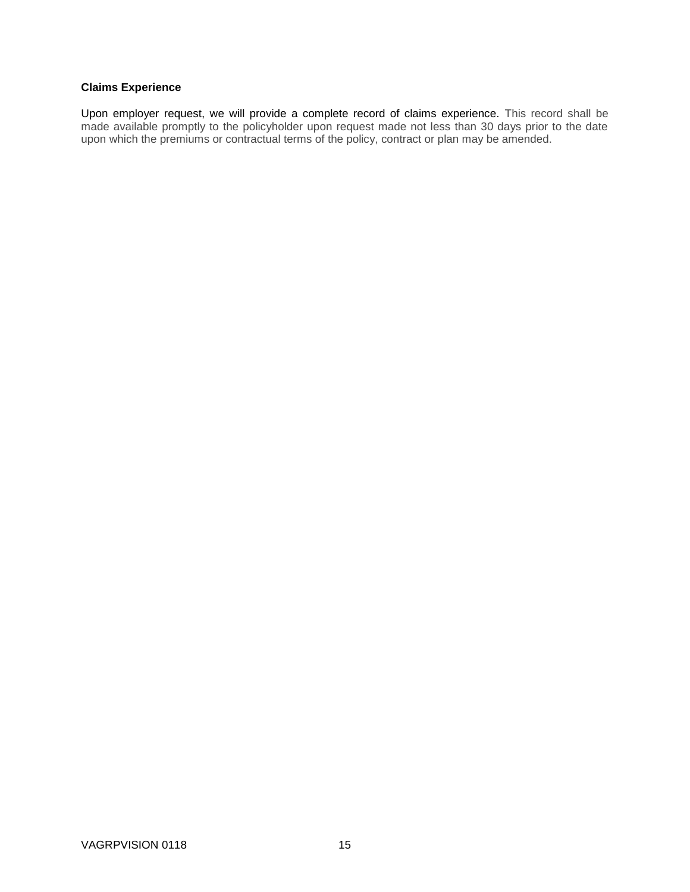**Claims Experience**

Upon employer request, we will provide a complete record of claims experience. This record shall be made available promptly to the policyholder upon request made not less than 30 days prior to the date upon which the premiums or contractual terms of the policy, contract or plan may be amended.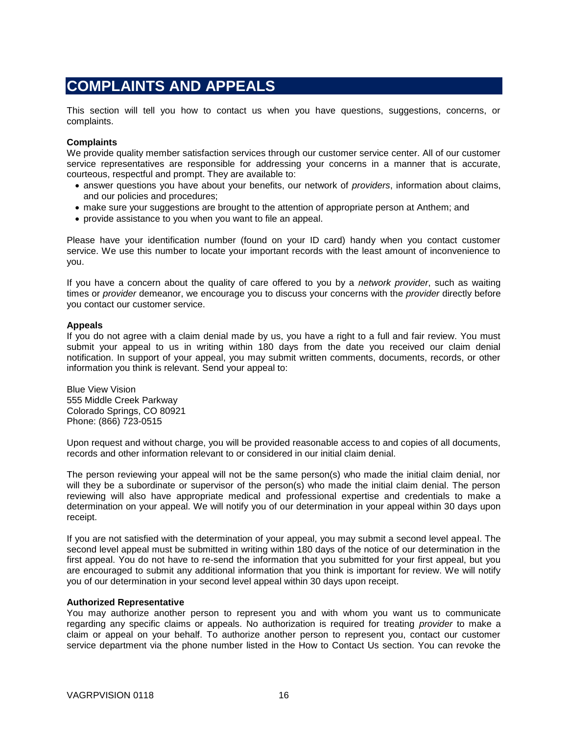# COMPLAINTS AND APPEALS

This section will tell you how to contact us when you have questions, suggestions, concerns, or complaints.

**Complaints**

We provide quality member satisfaction services through our customer service center. All of our customer service representatives are responsible for addressing your concerns in a manner that is accurate, courteous, respectful and prompt. They are available to:

- answer questions you have about your benefits, our network of *providers*, information about claims, and our policies and procedures;
- make sure your suggestions are brought to the attention of appropriate person at Anthem; and
- provide assistance to you when you want to file an appeal.

Please have your identification number (found on your ID card) handy when you contact customer service. We use this number to locate your important records with the least amount of inconvenience to you.

If you have a concern about the quality of care offered to you by a *network provider*, such as waiting times or *provider* demeanor, we encourage you to discuss your concerns with the *provider* directly before you contact our customer service.

**Appeals**

If you do not agree with a claim denial made by us, you have a right to a full and fair review. You must submit your appeal to us in writing within 180 days from the date you received our claim denial notification. In support of your appeal, you may submit written comments, documents, records, or other information you think is relevant. Send your appeal to:

Blue View Vision
555 Middle Creek Parkway
Colorado Springs, CO 80921
Phone: (866) 723-0515

Upon request and without charge, you will be provided reasonable access to and copies of all documents, records and other information relevant to or considered in our initial claim denial.

The person reviewing your appeal will not be the same person(s) who made the initial claim denial, nor will they be a subordinate or supervisor of the person(s) who made the initial claim denial. The person reviewing will also have appropriate medical and professional expertise and credentials to make a determination on your appeal. We will notify you of our determination in your appeal within 30 days upon receipt.

If you are not satisfied with the determination of your appeal, you may submit a second level appeal. The second level appeal must be submitted in writing within 180 days of the notice of our determination in the first appeal. You do not have to re-send the information that you submitted for your first appeal, but you are encouraged to submit any additional information that you think is important for review. We will notify you of our determination in your second level appeal within 30 days upon receipt.

**Authorized Representative**

You may authorize another person to represent you and with whom you want us to communicate regarding any specific claims or appeals. No authorization is required for treating *provider* to make a claim or appeal on your behalf. To authorize another person to represent you, contact our customer service department via the phone number listed in the How to Contact Us section. You can revoke the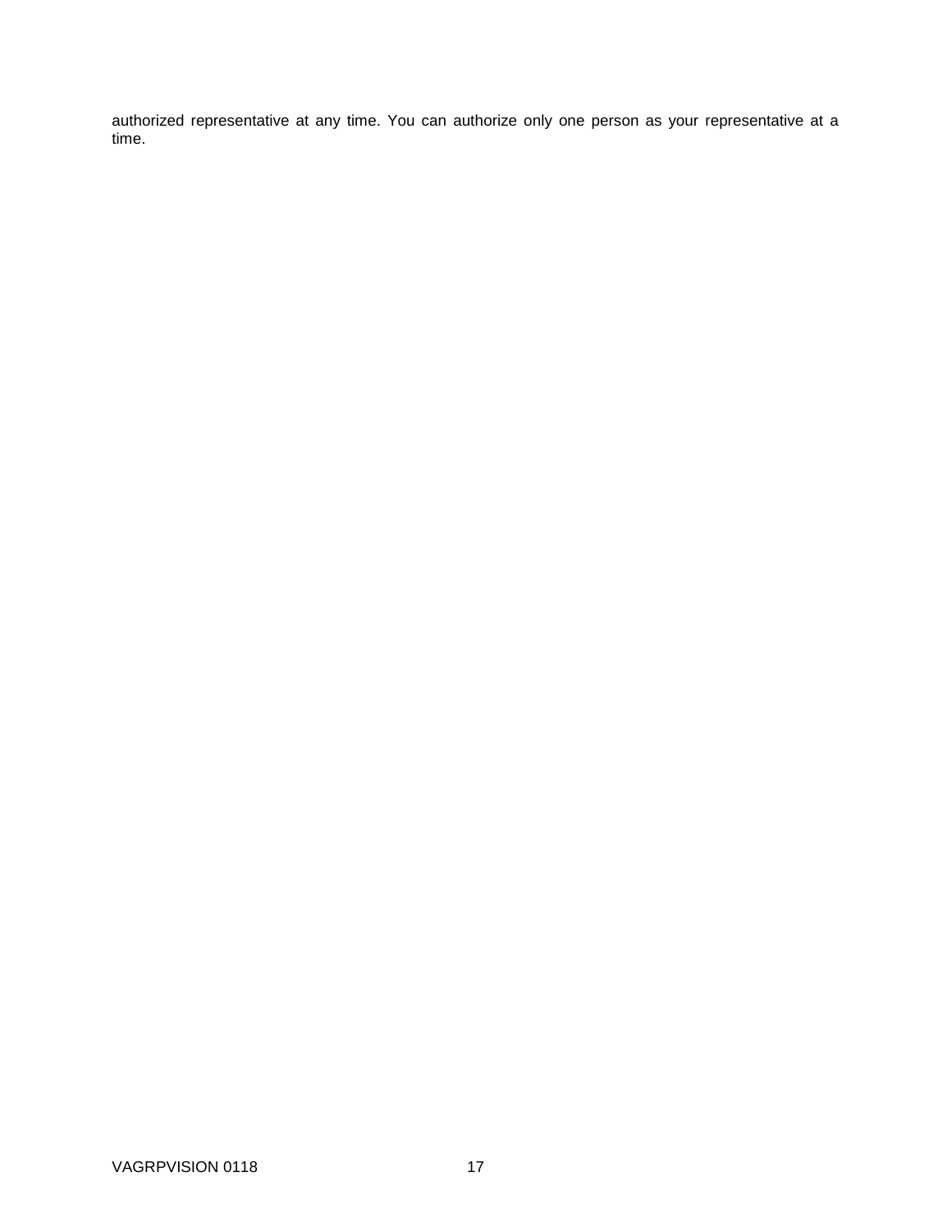authorized representative at any time. You can authorize only one person as your representative at a time.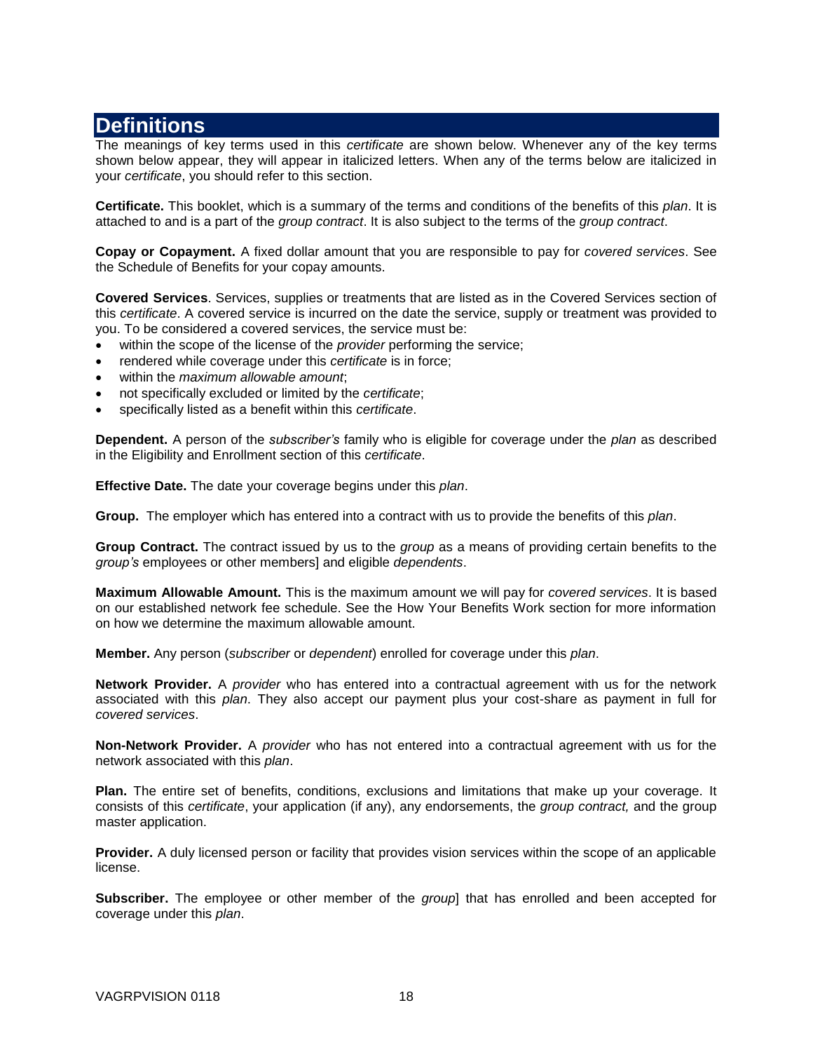# Definitions

The meanings of key terms used in this *certificate* are shown below. Whenever any of the key terms shown below appear, they will appear in italicized letters. When any of the terms below are italicized in your *certificate*, you should refer to this section.

**Certificate.** This booklet, which is a summary of the terms and conditions of the benefits of this *plan*. It is attached to and is a part of the *group contract*. It is also subject to the terms of the *group contract*.

**Copay or Copayment.** A fixed dollar amount that you are responsible to pay for *covered services*. See the Schedule of Benefits for your copay amounts.

**Covered Services**. Services, supplies or treatments that are listed as in the Covered Services section of this *certificate*. A covered service is incurred on the date the service, supply or treatment was provided to you. To be considered a covered services, the service must be:

- within the scope of the license of the *provider* performing the service;
- rendered while coverage under this *certificate* is in force;
- within the *maximum allowable amount*;
- not specifically excluded or limited by the *certificate*;
- specifically listed as a benefit within this *certificate*.

**Dependent.** A person of the *subscriber's* family who is eligible for coverage under the *plan* as described in the Eligibility and Enrollment section of this *certificate*.

**Effective Date.** The date your coverage begins under this *plan*.

**Group.** The employer which has entered into a contract with us to provide the benefits of this *plan*.

**Group Contract.** The contract issued by us to the *group* as a means of providing certain benefits to the *group's* employees or other members] and eligible *dependents*.

**Maximum Allowable Amount.** This is the maximum amount we will pay for *covered services*. It is based on our established network fee schedule. See the How Your Benefits Work section for more information on how we determine the maximum allowable amount.

**Member.** Any person (*subscriber* or *dependent*) enrolled for coverage under this *plan*.

**Network Provider.** A *provider* who has entered into a contractual agreement with us for the network associated with this *plan*. They also accept our payment plus your cost-share as payment in full for *covered services*.

**Non-Network Provider.** A *provider* who has not entered into a contractual agreement with us for the network associated with this *plan*.

**Plan.** The entire set of benefits, conditions, exclusions and limitations that make up your coverage. It consists of this *certificate*, your application (if any), any endorsements, the *group contract,* and the group master application.

**Provider.** A duly licensed person or facility that provides vision services within the scope of an applicable license.

**Subscriber.** The employee or other member of the *group*] that has enrolled and been accepted for coverage under this *plan*.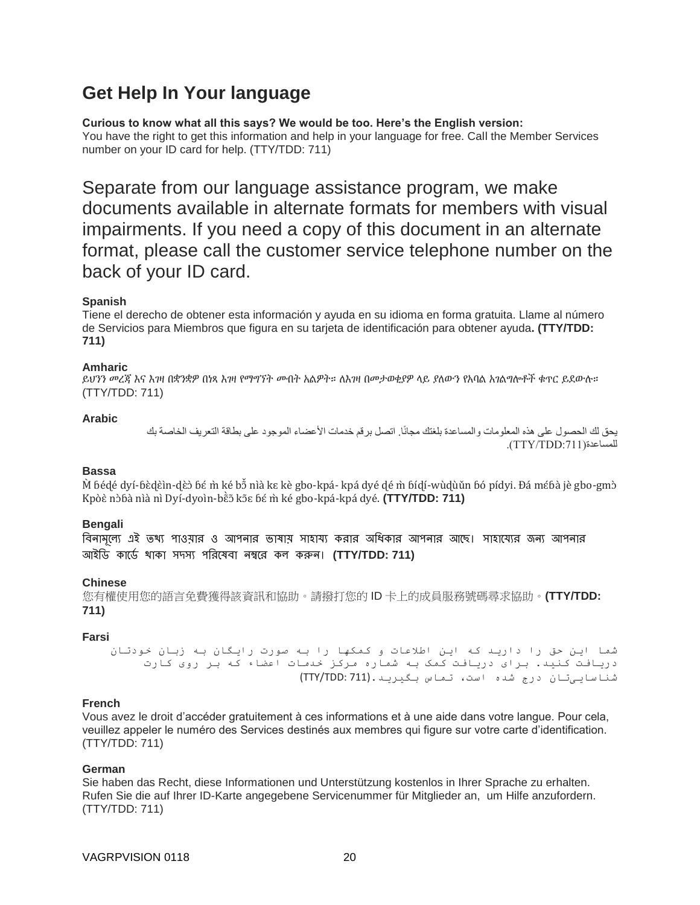# Get Help In Your language

**Curious to know what all this says? We would be too. Here's the English version:**
You have the right to get this information and help in your language for free. Call the Member Services number on your ID card for help. (TTY/TDD: 711)

Separate from our language assistance program, we make documents available in alternate formats for members with visual impairments. If you need a copy of this document in an alternate format, please call the customer service telephone number on the back of your ID card.

**Spanish**
Tiene el derecho de obtener esta información y ayuda en su idioma en forma gratuita. Llame al número de Servicios para Miembros que figura en su tarjeta de identificación para obtener ayuda**. (TTY/TDD: 711)**

**Amharic**
ይህንን መረጃ እና እገዛ በቋንቋዎ በነጻ እገዛ የማግኘት መብት አልዎት። ለእገዛ በመታወቂያዎ ላይ ያለውን የአባል አገልግሎቶች ቁጥር ይደውሉ። (TTY/TDD: 711)

**Arabic**
يحق لك الحصول على هذه المعلومات والمساعدة بلغتك مجانًا. اتصل برقم خدمات الأعضاء الموجود على بطاقة التعريف الخاصة بك للمساعدة(TTY/TDD:711).

**Bassa**
Ɓ̀ ɓédé dyí-ɓèdèìn-dèɔ̀ ɓɛ́ m̀ ké bɔ̃́ nìà kɛ kè gbo-kpá- kpá dyé dé m̀ ɓídí-wùdùǔn ɓó pídyi. Đá mɛ́ɓà jè gbo-gmɔ̀ Kpòɛ̀ nɔ̀ɓà nìà nì Dyí-dyoìn-bɛ̀ɔ̃ kɔ̃ɛ ɓɛ́ m̀ ké gbo-kpá-kpá dyé. **(TTY/TDD: 711)**

**Bengali**
বিনামূল্যে এই তথ্য পাওয়ার ও আপনার ভাষায় সাহায্য করার অধিকার আপনার আছে। সাহায্যের জন্য আপনার আইডি কার্ডে থাকা সদস্য পরিষেবা নম্বরে কল করুন। **(TTY/TDD: 711)**

**Chinese**
您有權使用您的語言免費獲得該資訊和協助。請撥打您的 ID 卡上的成員服務號碼尋求協助。**(TTY/TDD: 711)**

**Farsi**
شما این حق را دارید که این اطلاعات و کمکها را به صورت رایگان به زبان خودتان دریافت کنید. برای دریافت کمک به شماره مرکز خدمات اعضاء که بر روی کارت شناساییتان درج شده است، تماس بگیرید.(TTY/TDD: 711)

**French**
Vous avez le droit d'accéder gratuitement à ces informations et à une aide dans votre langue. Pour cela, veuillez appeler le numéro des Services destinés aux membres qui figure sur votre carte d'identification. (TTY/TDD: 711)

**German**
Sie haben das Recht, diese Informationen und Unterstützung kostenlos in Ihrer Sprache zu erhalten. Rufen Sie die auf Ihrer ID-Karte angegebene Servicenummer für Mitglieder an, um Hilfe anzufordern. (TTY/TDD: 711)

VAGRPVISION 0118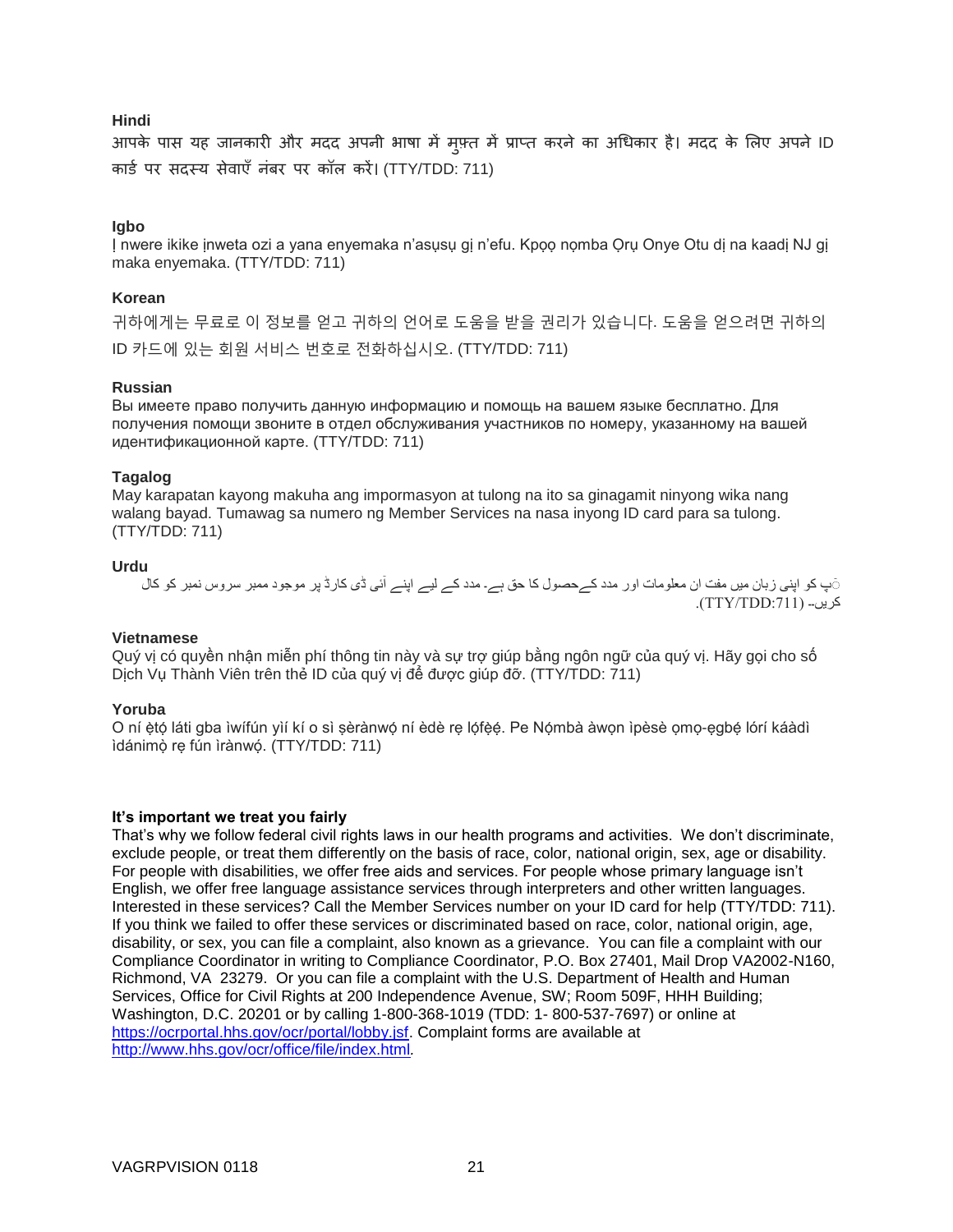**Hindi**

आपके पास यह जानकारी और मदद अपनी भाषा में मुफ़्त में प्राप्त करने का अधिकार है। मदद के लिए अपने ID कार्ड पर सदस्य सेवाएँ नंबर पर कॉल करें। (TTY/TDD: 711)

**Igbo**

Ị nwere ikike ịnweta ozi a yana enyemaka n'asụsụ gị n'efu. Kpọọ nọmba Ọrụ Onye Otu dị na kaadị NJ gị maka enyemaka. (TTY/TDD: 711)

**Korean**

귀하에게는 무료로 이 정보를 얻고 귀하의 언어로 도움을 받을 권리가 있습니다. 도움을 얻으려면 귀하의 ID 카드에 있는 회원 서비스 번호로 전화하십시오. (TTY/TDD: 711)

**Russian**

Вы имеете право получить данную информацию и помощь на вашем языке бесплатно. Для получения помощи звоните в отдел обслуживания участников по номеру, указанному на вашей идентификационной карте. (TTY/TDD: 711)

**Tagalog**

May karapatan kayong makuha ang impormasyon at tulong na ito sa ginagamit ninyong wika nang walang bayad. Tumawag sa numero ng Member Services na nasa inyong ID card para sa tulong. (TTY/TDD: 711)

**Urdu**

آپ کو اپنی زبان میں مفت ان معلومات اور مدد کےحصول کا حق ہے۔ مدد کے لیے اپنے آئی ڈی کارڈ پر موجود ممبر سروس نمبر کو کال کریں۔ (TTY/TDD:711).

**Vietnamese**

Quý vị có quyền nhận miễn phí thông tin này và sự trợ giúp bằng ngôn ngữ của quý vị. Hãy gọi cho số Dịch Vụ Thành Viên trên thẻ ID của quý vị để được giúp đỡ. (TTY/TDD: 711)

**Yoruba**

O ní ẹ̀tọ́ láti gba ìwífún yìí kí o sì ṣèrànwọ́ ní èdè rẹ lọ́fẹ̀ẹ́. Pe Nọ́mbà àwọn ìpèsè ọmọ-ẹgbẹ́ lórí káàdì ìdánimọ̀ rẹ fún ìrànwọ́. (TTY/TDD: 711)

**It's important we treat you fairly**

That's why we follow federal civil rights laws in our health programs and activities. We don't discriminate, exclude people, or treat them differently on the basis of race, color, national origin, sex, age or disability. For people with disabilities, we offer free aids and services. For people whose primary language isn't English, we offer free language assistance services through interpreters and other written languages. Interested in these services? Call the Member Services number on your ID card for help (TTY/TDD: 711). If you think we failed to offer these services or discriminated based on race, color, national origin, age, disability, or sex, you can file a complaint, also known as a grievance. You can file a complaint with our Compliance Coordinator in writing to Compliance Coordinator, P.O. Box 27401, Mail Drop VA2002-N160, Richmond, VA 23279. Or you can file a complaint with the U.S. Department of Health and Human Services, Office for Civil Rights at 200 Independence Avenue, SW; Room 509F, HHH Building; Washington, D.C. 20201 or by calling 1-800-368-1019 (TDD: 1- 800-537-7697) or online at https://ocrportal.hhs.gov/ocr/portal/lobby.jsf. Complaint forms are available at http://www.hhs.gov/ocr/office/file/index.html.

VAGRPVISION 0118